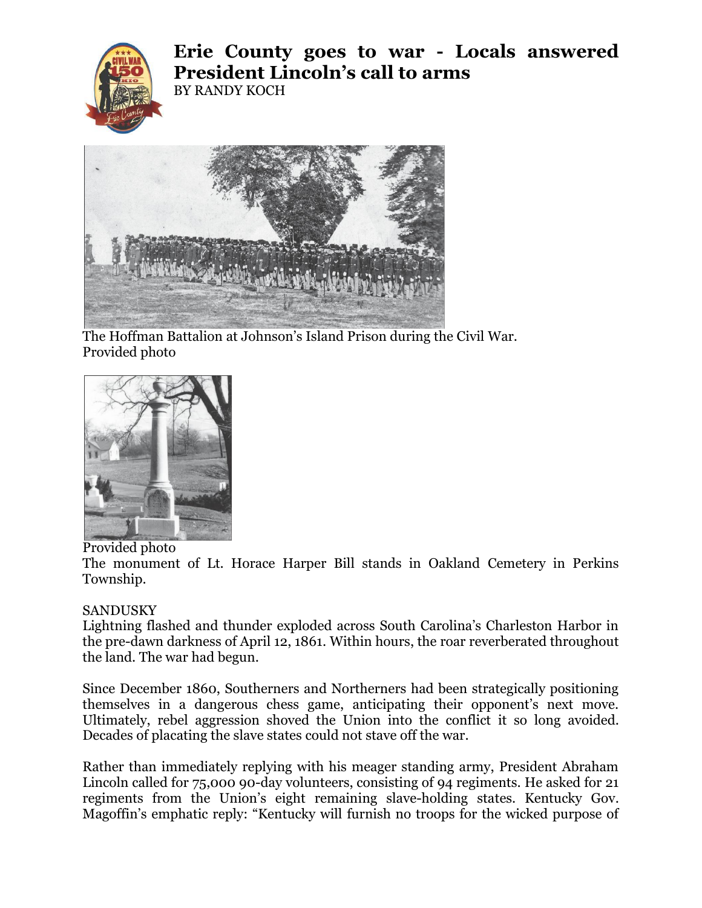# Erie County goes to war - Locals answered President Lincoln's call to arms

BY RANDY KOCH

The Hoffman Battalion at Johnson's Island Prison during the Civil War.
Provided photo

Provided photo
The monument of Lt. Horace Harper Bill stands in Oakland Cemetery in Perkins Township.

SANDUSKY
Lightning flashed and thunder exploded across South Carolina's Charleston Harbor in the pre-dawn darkness of April 12, 1861. Within hours, the roar reverberated throughout the land. The war had begun.

Since December 1860, Southerners and Northerners had been strategically positioning themselves in a dangerous chess game, anticipating their opponent's next move. Ultimately, rebel aggression shoved the Union into the conflict it so long avoided. Decades of placating the slave states could not stave off the war.

Rather than immediately replying with his meager standing army, President Abraham Lincoln called for 75,000 90-day volunteers, consisting of 94 regiments. He asked for 21 regiments from the Union's eight remaining slave-holding states. Kentucky Gov. Magoffin's emphatic reply: "Kentucky will furnish no troops for the wicked purpose of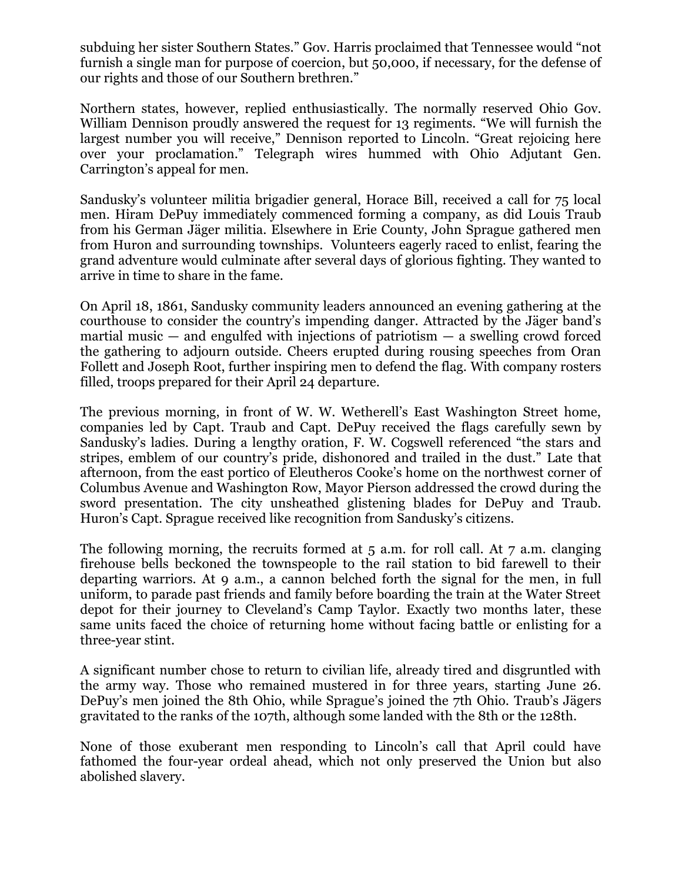subduing her sister Southern States." Gov. Harris proclaimed that Tennessee would "not furnish a single man for purpose of coercion, but 50,000, if necessary, for the defense of our rights and those of our Southern brethren."

Northern states, however, replied enthusiastically. The normally reserved Ohio Gov. William Dennison proudly answered the request for 13 regiments. "We will furnish the largest number you will receive," Dennison reported to Lincoln. "Great rejoicing here over your proclamation." Telegraph wires hummed with Ohio Adjutant Gen. Carrington's appeal for men.

Sandusky's volunteer militia brigadier general, Horace Bill, received a call for 75 local men. Hiram DePuy immediately commenced forming a company, as did Louis Traub from his German Jäger militia. Elsewhere in Erie County, John Sprague gathered men from Huron and surrounding townships. Volunteers eagerly raced to enlist, fearing the grand adventure would culminate after several days of glorious fighting. They wanted to arrive in time to share in the fame.

On April 18, 1861, Sandusky community leaders announced an evening gathering at the courthouse to consider the country's impending danger. Attracted by the Jäger band's martial music — and engulfed with injections of patriotism — a swelling crowd forced the gathering to adjourn outside. Cheers erupted during rousing speeches from Oran Follett and Joseph Root, further inspiring men to defend the flag. With company rosters filled, troops prepared for their April 24 departure.

The previous morning, in front of W. W. Wetherell's East Washington Street home, companies led by Capt. Traub and Capt. DePuy received the flags carefully sewn by Sandusky's ladies. During a lengthy oration, F. W. Cogswell referenced "the stars and stripes, emblem of our country's pride, dishonored and trailed in the dust." Late that afternoon, from the east portico of Eleutheros Cooke's home on the northwest corner of Columbus Avenue and Washington Row, Mayor Pierson addressed the crowd during the sword presentation. The city unsheathed glistening blades for DePuy and Traub. Huron's Capt. Sprague received like recognition from Sandusky's citizens.

The following morning, the recruits formed at 5 a.m. for roll call. At 7 a.m. clanging firehouse bells beckoned the townspeople to the rail station to bid farewell to their departing warriors. At 9 a.m., a cannon belched forth the signal for the men, in full uniform, to parade past friends and family before boarding the train at the Water Street depot for their journey to Cleveland's Camp Taylor. Exactly two months later, these same units faced the choice of returning home without facing battle or enlisting for a three-year stint.

A significant number chose to return to civilian life, already tired and disgruntled with the army way. Those who remained mustered in for three years, starting June 26. DePuy's men joined the 8th Ohio, while Sprague's joined the 7th Ohio. Traub's Jägers gravitated to the ranks of the 107th, although some landed with the 8th or the 128th.

None of those exuberant men responding to Lincoln's call that April could have fathomed the four-year ordeal ahead, which not only preserved the Union but also abolished slavery.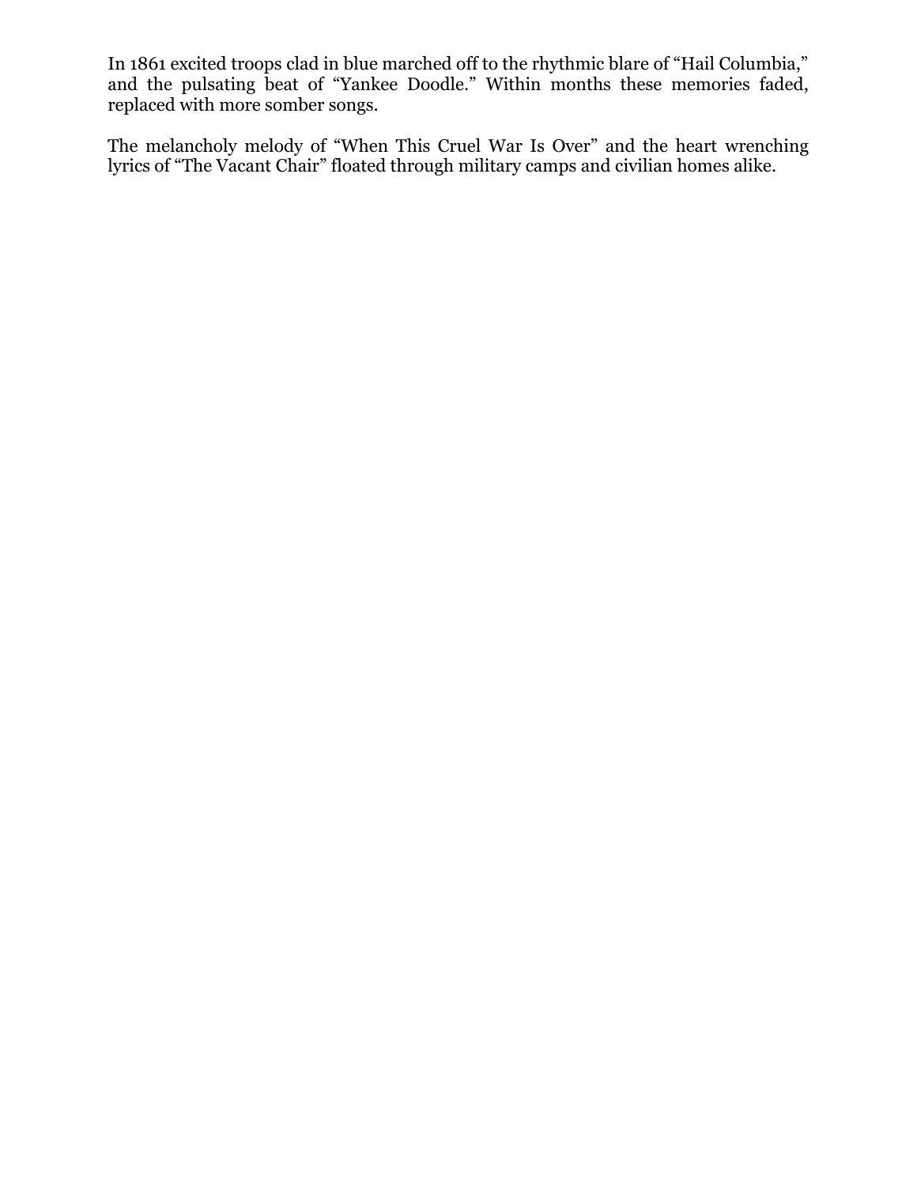In 1861 excited troops clad in blue marched off to the rhythmic blare of “Hail Columbia,” and the pulsating beat of “Yankee Doodle.” Within months these memories faded, replaced with more somber songs.

The melancholy melody of “When This Cruel War Is Over” and the heart wrenching lyrics of “The Vacant Chair” floated through military camps and civilian homes alike.